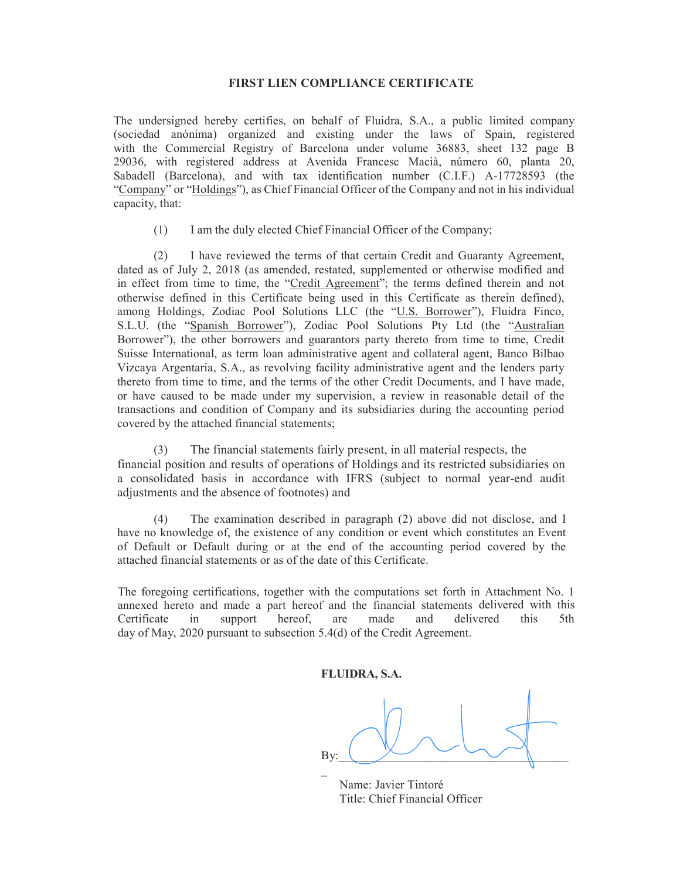# FIRST LIEN COMPLIANCE CERTIFICATE

The undersigned hereby certifies, on behalf of Fluidra, S.A., a public limited company (sociedad anónima) organized and existing under the laws of Spain, registered with the Commercial Registry of Barcelona under volume 36883, sheet 132 page B 29036, with registered address at Avenida Francesc Macià, número 60, planta 20, Sabadell (Barcelona), and with tax identification number (C.I.F.) A-17728593 (the "Company" or "Holdings"), as Chief Financial Officer of the Company and not in his individual capacity, that:

(1) I am the duly elected Chief Financial Officer of the Company;

(2) I have reviewed the terms of that certain Credit and Guaranty Agreement, dated as of July 2, 2018 (as amended, restated, supplemented or otherwise modified and in effect from time to time, the "Credit Agreement"; the terms defined therein and not otherwise defined in this Certificate being used in this Certificate as therein defined), among Holdings, Zodiac Pool Solutions LLC (the "U.S. Borrower"), Fluidra Finco, S.L.U. (the "Spanish Borrower"), Zodiac Pool Solutions Pty Ltd (the "Australian Borrower"), the other borrowers and guarantors party thereto from time to time, Credit Suisse International, as term loan administrative agent and collateral agent, Banco Bilbao Vizcaya Argentaria, S.A., as revolving facility administrative agent and the lenders party thereto from time to time, and the terms of the other Credit Documents, and I have made, or have caused to be made under my supervision, a review in reasonable detail of the transactions and condition of Company and its subsidiaries during the accounting period covered by the attached financial statements;

(3) The financial statements fairly present, in all material respects, the financial position and results of operations of Holdings and its restricted subsidiaries on a consolidated basis in accordance with IFRS (subject to normal year-end audit adjustments and the absence of footnotes) and

(4) The examination described in paragraph (2) above did not disclose, and I have no knowledge of, the existence of any condition or event which constitutes an Event of Default or Default during or at the end of the accounting period covered by the attached financial statements or as of the date of this Certificate.

The foregoing certifications, together with the computations set forth in Attachment No. 1 annexed hereto and made a part hereof and the financial statements delivered with this Certificate in support hereof, are made and delivered this 5th day of May, 2020 pursuant to subsection 5.4(d) of the Credit Agreement.

**FLUIDRA, S.A.**

By:\_\_\_\_\_\_\_\_\_\_\_\_\_\_\_\_\_\_\_\_\_\_\_\_\_\_\_\_\_\_\_\_\_\_

Name: Javier Tintoré
Title: Chief Financial Officer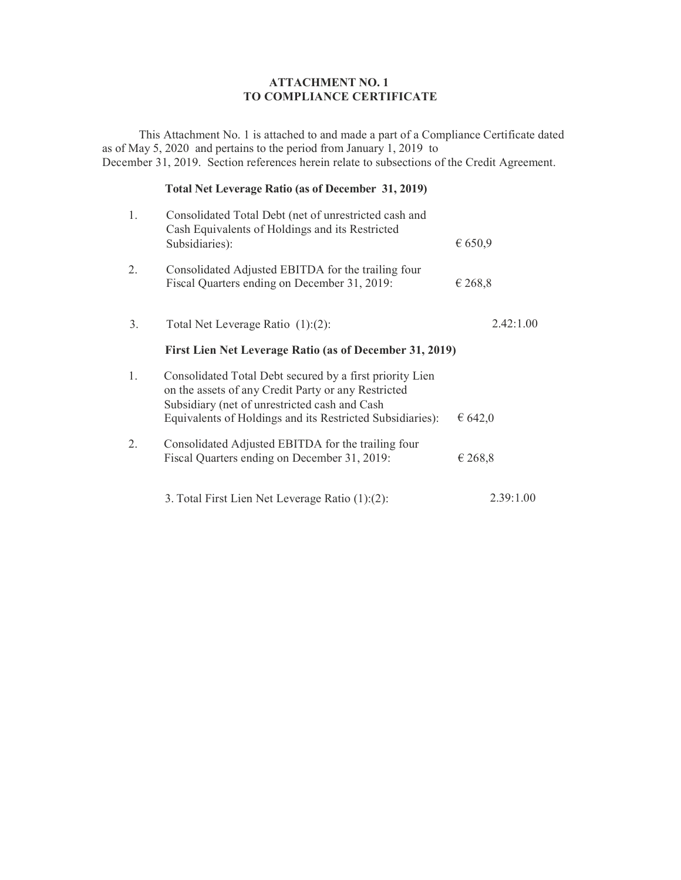**ATTACHMENT NO. 1**
**TO COMPLIANCE CERTIFICATE**

This Attachment No. 1 is attached to and made a part of a Compliance Certificate dated as of May 5, 2020 and pertains to the period from January 1, 2019 to December 31, 2019. Section references herein relate to subsections of the Credit Agreement.

**Total Net Leverage Ratio (as of December 31, 2019)**

| | | |
|---|---|---|
| 1. | Consolidated Total Debt (net of unrestricted cash and Cash Equivalents of Holdings and its Restricted Subsidiaries): | € 650,9 |
| 2. | Consolidated Adjusted EBITDA for the trailing four Fiscal Quarters ending on December 31, 2019: | € 268,8 |
| 3. | Total Net Leverage Ratio (1):(2): | 2.42:1.00 |

**First Lien Net Leverage Ratio (as of December 31, 2019)**

| | | |
|---|---|---|
| 1. | Consolidated Total Debt secured by a first priority Lien on the assets of any Credit Party or any Restricted Subsidiary (net of unrestricted cash and Cash Equivalents of Holdings and its Restricted Subsidiaries): | € 642,0 |
| 2. | Consolidated Adjusted EBITDA for the trailing four Fiscal Quarters ending on December 31, 2019: | € 268,8 |
| 3. | Total First Lien Net Leverage Ratio (1):(2): | 2.39:1.00 |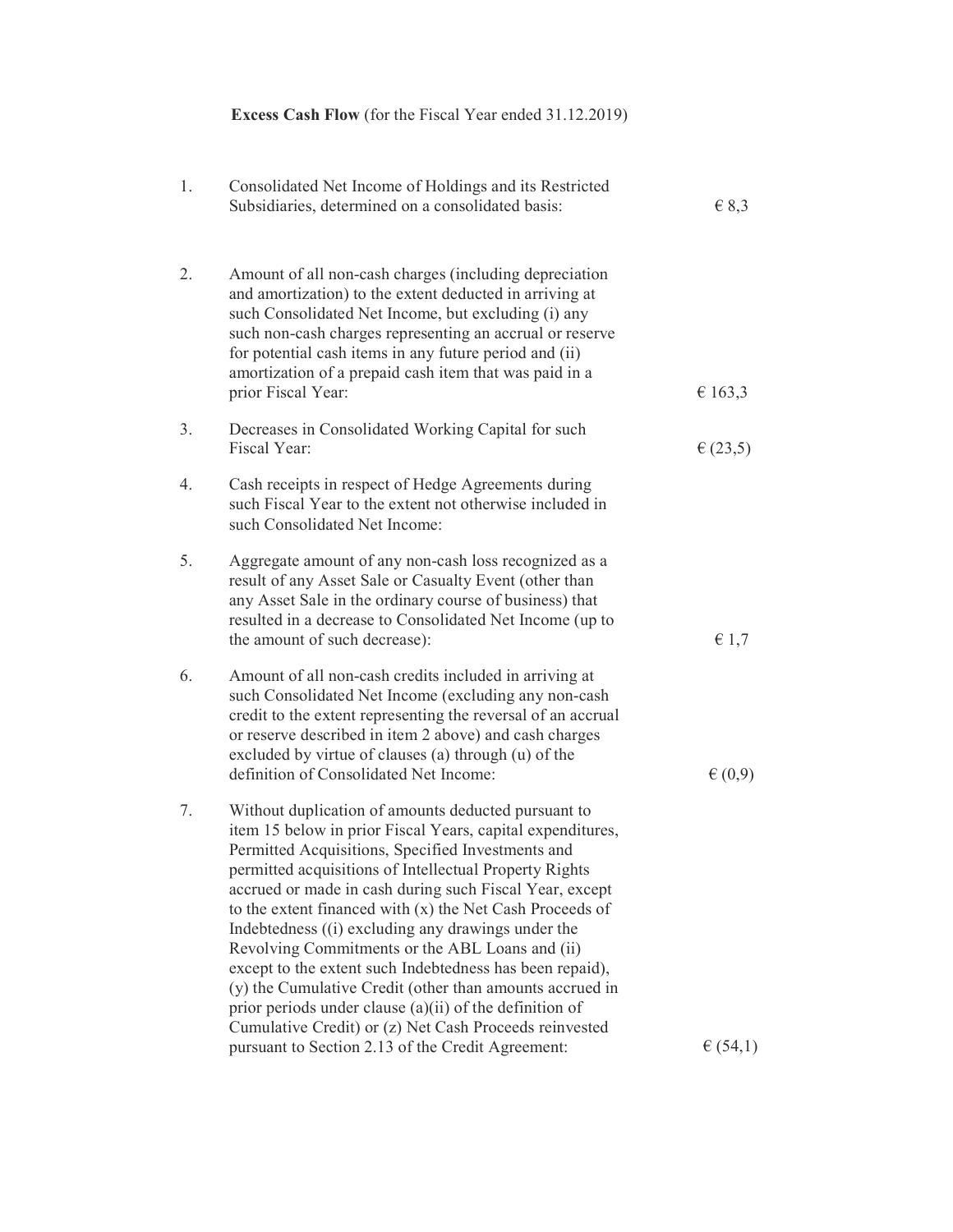**Excess Cash Flow** (for the Fiscal Year ended 31.12.2019)

| | | |
|---|---|---|
| 1. | Consolidated Net Income of Holdings and its Restricted Subsidiaries, determined on a consolidated basis: | € 8,3 |
| 2. | Amount of all non-cash charges (including depreciation and amortization) to the extent deducted in arriving at such Consolidated Net Income, but excluding (i) any such non-cash charges representing an accrual or reserve for potential cash items in any future period and (ii) amortization of a prepaid cash item that was paid in a prior Fiscal Year: | € 163,3 |
| 3. | Decreases in Consolidated Working Capital for such Fiscal Year: | € (23,5) |
| 4. | Cash receipts in respect of Hedge Agreements during such Fiscal Year to the extent not otherwise included in such Consolidated Net Income: | |
| 5. | Aggregate amount of any non-cash loss recognized as a result of any Asset Sale or Casualty Event (other than any Asset Sale in the ordinary course of business) that resulted in a decrease to Consolidated Net Income (up to the amount of such decrease): | € 1,7 |
| 6. | Amount of all non-cash credits included in arriving at such Consolidated Net Income (excluding any non-cash credit to the extent representing the reversal of an accrual or reserve described in item 2 above) and cash charges excluded by virtue of clauses (a) through (u) of the definition of Consolidated Net Income: | € (0,9) |
| 7. | Without duplication of amounts deducted pursuant to item 15 below in prior Fiscal Years, capital expenditures, Permitted Acquisitions, Specified Investments and permitted acquisitions of Intellectual Property Rights accrued or made in cash during such Fiscal Year, except to the extent financed with (x) the Net Cash Proceeds of Indebtedness ((i) excluding any drawings under the Revolving Commitments or the ABL Loans and (ii) except to the extent such Indebtedness has been repaid), (y) the Cumulative Credit (other than amounts accrued in prior periods under clause (a)(ii) of the definition of Cumulative Credit) or (z) Net Cash Proceeds reinvested pursuant to Section 2.13 of the Credit Agreement: | € (54,1) |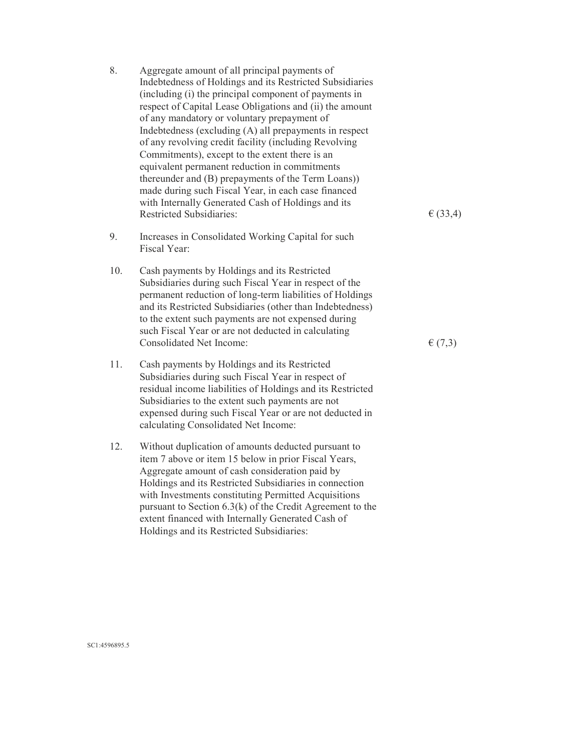| | | |
|---|---|---|
| 8. | Aggregate amount of all principal payments of Indebtedness of Holdings and its Restricted Subsidiaries (including (i) the principal component of payments in respect of Capital Lease Obligations and (ii) the amount of any mandatory or voluntary prepayment of Indebtedness (excluding (A) all prepayments in respect of any revolving credit facility (including Revolving Commitments), except to the extent there is an equivalent permanent reduction in commitments thereunder and (B) prepayments of the Term Loans)) made during such Fiscal Year, in each case financed with Internally Generated Cash of Holdings and its Restricted Subsidiaries: | € (33,4) |
| 9. | Increases in Consolidated Working Capital for such Fiscal Year: | |
| 10. | Cash payments by Holdings and its Restricted Subsidiaries during such Fiscal Year in respect of the permanent reduction of long-term liabilities of Holdings and its Restricted Subsidiaries (other than Indebtedness) to the extent such payments are not expensed during such Fiscal Year or are not deducted in calculating Consolidated Net Income: | € (7,3) |
| 11. | Cash payments by Holdings and its Restricted Subsidiaries during such Fiscal Year in respect of residual income liabilities of Holdings and its Restricted Subsidiaries to the extent such payments are not expensed during such Fiscal Year or are not deducted in calculating Consolidated Net Income: | |
| 12. | Without duplication of amounts deducted pursuant to item 7 above or item 15 below in prior Fiscal Years, Aggregate amount of cash consideration paid by Holdings and its Restricted Subsidiaries in connection with Investments constituting Permitted Acquisitions pursuant to Section 6.3(k) of the Credit Agreement to the extent financed with Internally Generated Cash of Holdings and its Restricted Subsidiaries: | |

SC1:4596895.5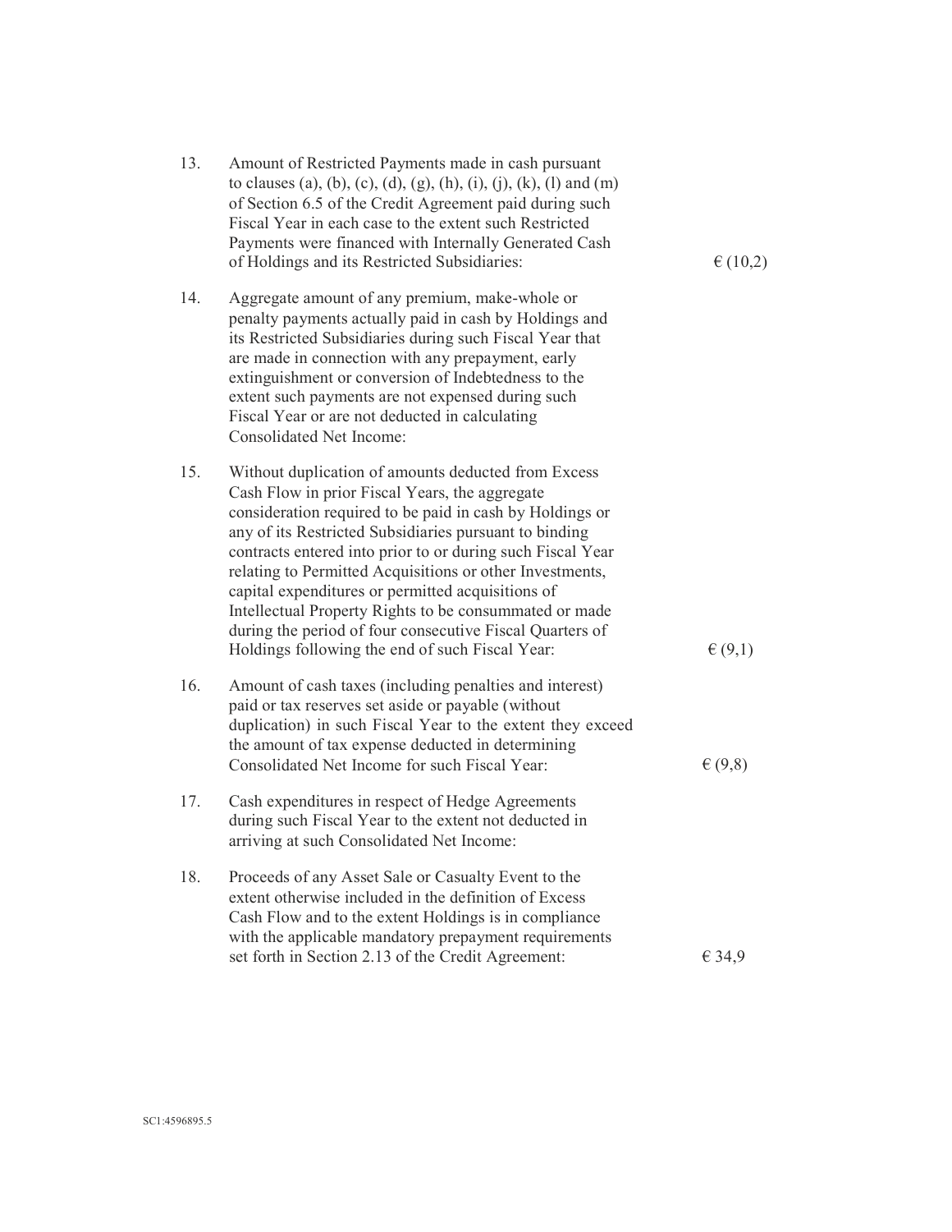| | | |
|---|---|---|
| 13. | Amount of Restricted Payments made in cash pursuant to clauses (a), (b), (c), (d), (g), (h), (i), (j), (k), (l) and (m) of Section 6.5 of the Credit Agreement paid during such Fiscal Year in each case to the extent such Restricted Payments were financed with Internally Generated Cash of Holdings and its Restricted Subsidiaries: | € (10,2) |
| 14. | Aggregate amount of any premium, make-whole or penalty payments actually paid in cash by Holdings and its Restricted Subsidiaries during such Fiscal Year that are made in connection with any prepayment, early extinguishment or conversion of Indebtedness to the extent such payments are not expensed during such Fiscal Year or are not deducted in calculating Consolidated Net Income: | |
| 15. | Without duplication of amounts deducted from Excess Cash Flow in prior Fiscal Years, the aggregate consideration required to be paid in cash by Holdings or any of its Restricted Subsidiaries pursuant to binding contracts entered into prior to or during such Fiscal Year relating to Permitted Acquisitions or other Investments, capital expenditures or permitted acquisitions of Intellectual Property Rights to be consummated or made during the period of four consecutive Fiscal Quarters of Holdings following the end of such Fiscal Year: | € (9,1) |
| 16. | Amount of cash taxes (including penalties and interest) paid or tax reserves set aside or payable (without duplication) in such Fiscal Year to the extent they exceed the amount of tax expense deducted in determining Consolidated Net Income for such Fiscal Year: | € (9,8) |
| 17. | Cash expenditures in respect of Hedge Agreements during such Fiscal Year to the extent not deducted in arriving at such Consolidated Net Income: | |
| 18. | Proceeds of any Asset Sale or Casualty Event to the extent otherwise included in the definition of Excess Cash Flow and to the extent Holdings is in compliance with the applicable mandatory prepayment requirements set forth in Section 2.13 of the Credit Agreement: | € 34,9 |

SC1:4596895.5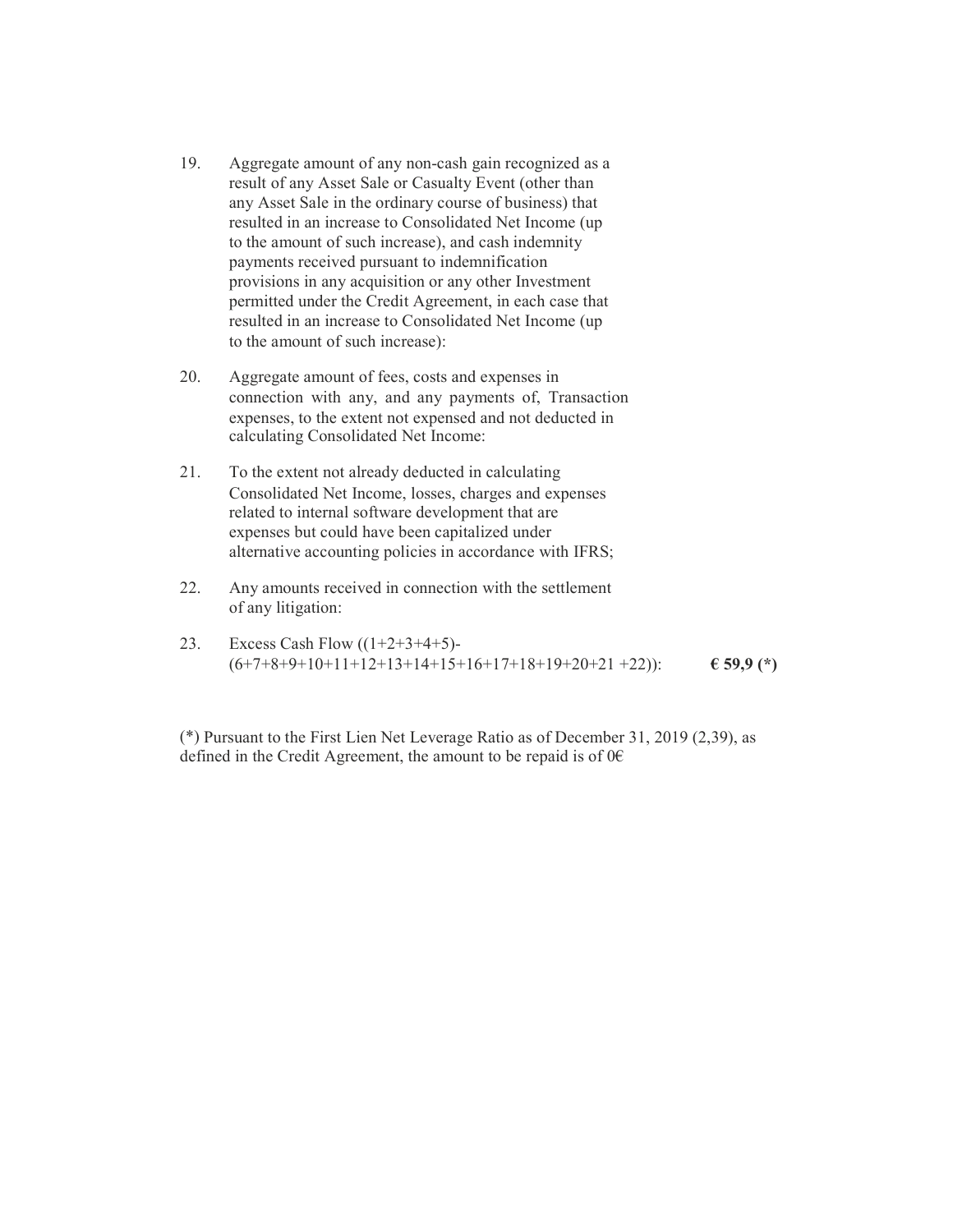19. Aggregate amount of any non-cash gain recognized as a result of any Asset Sale or Casualty Event (other than any Asset Sale in the ordinary course of business) that resulted in an increase to Consolidated Net Income (up to the amount of such increase), and cash indemnity payments received pursuant to indemnification provisions in any acquisition or any other Investment permitted under the Credit Agreement, in each case that resulted in an increase to Consolidated Net Income (up to the amount of such increase):

20. Aggregate amount of fees, costs and expenses in connection with any, and any payments of, Transaction expenses, to the extent not expensed and not deducted in calculating Consolidated Net Income:

21. To the extent not already deducted in calculating Consolidated Net Income, losses, charges and expenses related to internal software development that are expenses but could have been capitalized under alternative accounting policies in accordance with IFRS;

22. Any amounts received in connection with the settlement of any litigation:

23. Excess Cash Flow ((1+2+3+4+5)-(6+7+8+9+10+11+12+13+14+15+16+17+18+19+20+21 +22)): **€ 59,9 (*)**

(*) Pursuant to the First Lien Net Leverage Ratio as of December 31, 2019 (2,39), as defined in the Credit Agreement, the amount to be repaid is of 0€